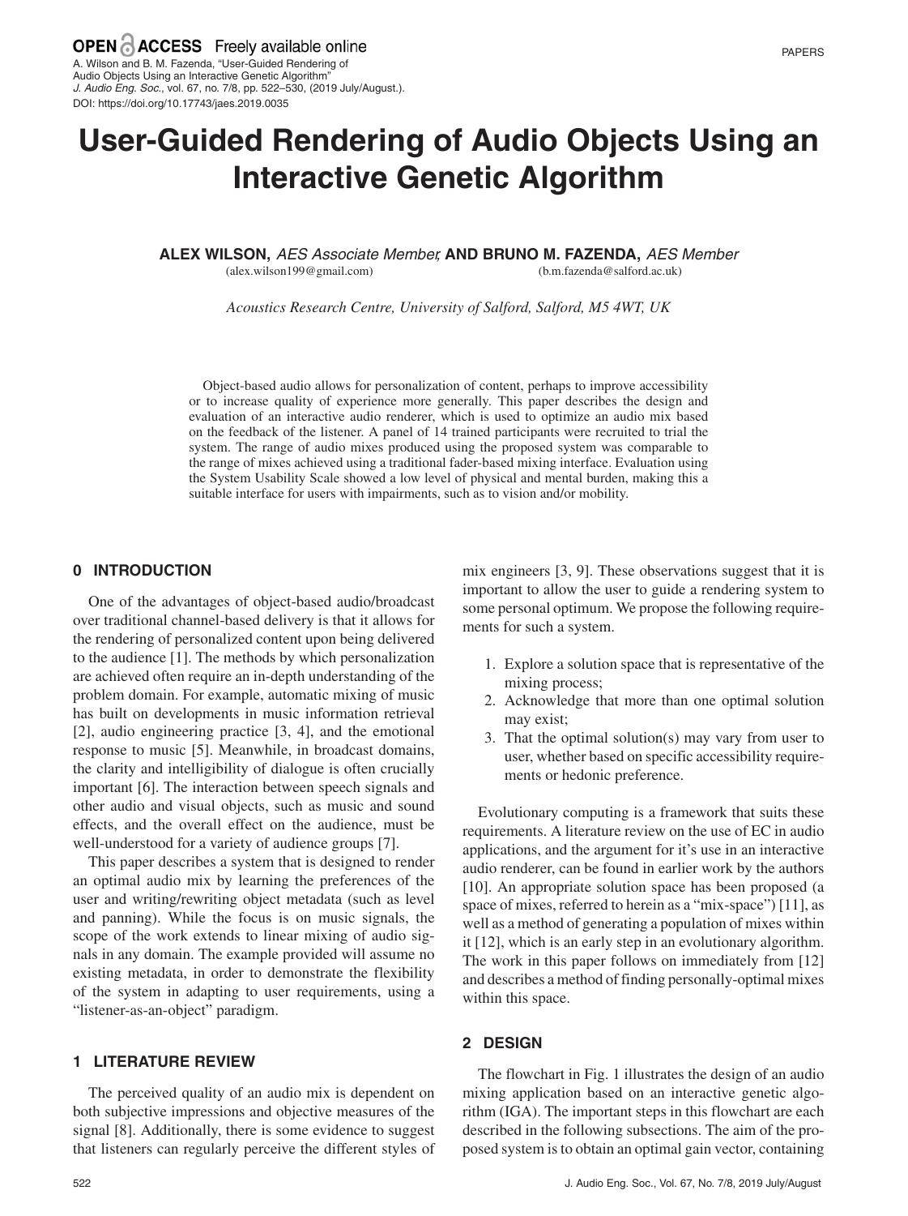# User-Guided Rendering of Audio Objects Using an Interactive Genetic Algorithm

**ALEX WILSON,** *AES Associate Member,* **AND BRUNO M. FAZENDA,** *AES Member*
(alex.wilson199@gmail.com) (b.m.fazenda@salford.ac.uk)

*Acoustics Research Centre, University of Salford, Salford, M5 4WT, UK*

Object-based audio allows for personalization of content, perhaps to improve accessibility or to increase quality of experience more generally. This paper describes the design and evaluation of an interactive audio renderer, which is used to optimize an audio mix based on the feedback of the listener. A panel of 14 trained participants were recruited to trial the system. The range of audio mixes produced using the proposed system was comparable to the range of mixes achieved using a traditional fader-based mixing interface. Evaluation using the System Usability Scale showed a low level of physical and mental burden, making this a suitable interface for users with impairments, such as to vision and/or mobility.

## 0 INTRODUCTION

One of the advantages of object-based audio/broadcast over traditional channel-based delivery is that it allows for the rendering of personalized content upon being delivered to the audience [1]. The methods by which personalization are achieved often require an in-depth understanding of the problem domain. For example, automatic mixing of music has built on developments in music information retrieval [2], audio engineering practice [3, 4], and the emotional response to music [5]. Meanwhile, in broadcast domains, the clarity and intelligibility of dialogue is often crucially important [6]. The interaction between speech signals and other audio and visual objects, such as music and sound effects, and the overall effect on the audience, must be well-understood for a variety of audience groups [7].

This paper describes a system that is designed to render an optimal audio mix by learning the preferences of the user and writing/rewriting object metadata (such as level and panning). While the focus is on music signals, the scope of the work extends to linear mixing of audio signals in any domain. The example provided will assume no existing metadata, in order to demonstrate the flexibility of the system in adapting to user requirements, using a "listener-as-an-object" paradigm.

## 1 LITERATURE REVIEW

The perceived quality of an audio mix is dependent on both subjective impressions and objective measures of the signal [8]. Additionally, there is some evidence to suggest that listeners can regularly perceive the different styles of mix engineers [3, 9]. These observations suggest that it is important to allow the user to guide a rendering system to some personal optimum. We propose the following requirements for such a system.

1. Explore a solution space that is representative of the mixing process;
2. Acknowledge that more than one optimal solution may exist;
3. That the optimal solution(s) may vary from user to user, whether based on specific accessibility requirements or hedonic preference.

Evolutionary computing is a framework that suits these requirements. A literature review on the use of EC in audio applications, and the argument for it's use in an interactive audio renderer, can be found in earlier work by the authors [10]. An appropriate solution space has been proposed (a space of mixes, referred to herein as a "mix-space") [11], as well as a method of generating a population of mixes within it [12], which is an early step in an evolutionary algorithm. The work in this paper follows on immediately from [12] and describes a method of finding personally-optimal mixes within this space.

## 2 DESIGN

The flowchart in Fig. 1 illustrates the design of an audio mixing application based on an interactive genetic algorithm (IGA). The important steps in this flowchart are each described in the following subsections. The aim of the proposed system is to obtain an optimal gain vector, containing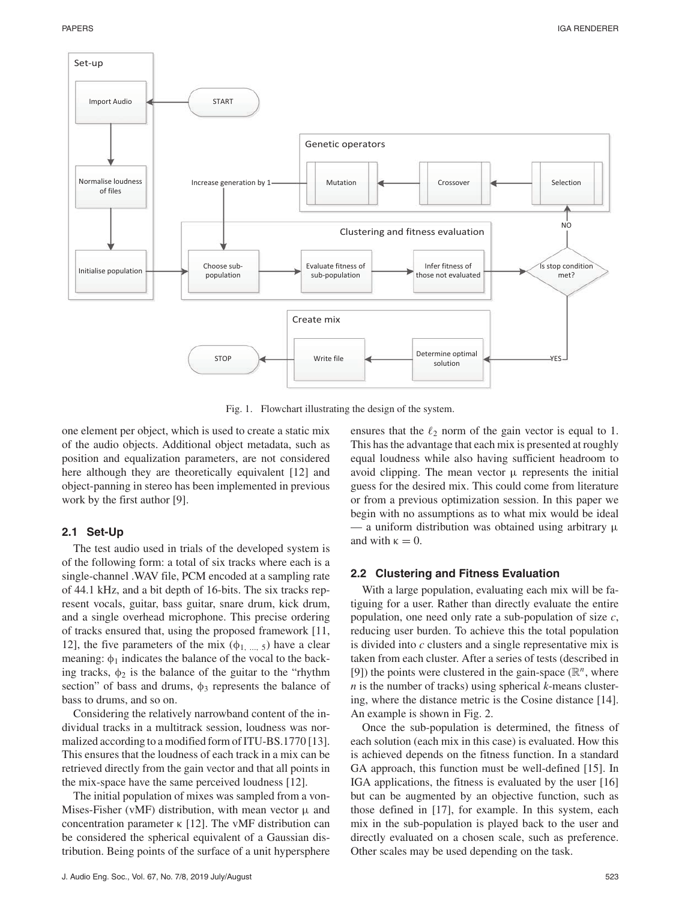Fig. 1. Flowchart illustrating the design of the system.

one element per object, which is used to create a static mix of the audio objects. Additional object metadata, such as position and equalization parameters, are not considered here although they are theoretically equivalent [12] and object-panning in stereo has been implemented in previous work by the first author [9].

### 2.1 Set-Up

The test audio used in trials of the developed system is of the following form: a total of six tracks where each is a single-channel .WAV file, PCM encoded at a sampling rate of 44.1 kHz, and a bit depth of 16-bits. The six tracks represent vocals, guitar, bass guitar, snare drum, kick drum, and a single overhead microphone. This precise ordering of tracks ensured that, using the proposed framework [11, 12], the five parameters of the mix ($\phi_{1,\ \ldots,\ 5}$) have a clear meaning: $\phi_1$ indicates the balance of the vocal to the backing tracks, $\phi_2$ is the balance of the guitar to the "rhythm section" of bass and drums, $\phi_3$ represents the balance of bass to drums, and so on.

Considering the relatively narrowband content of the individual tracks in a multitrack session, loudness was normalized according to a modified form of ITU-BS.1770 [13]. This ensures that the loudness of each track in a mix can be retrieved directly from the gain vector and that all points in the mix-space have the same perceived loudness [12].

The initial population of mixes was sampled from a von-Mises-Fisher (vMF) distribution, with mean vector $\mu$ and concentration parameter $\kappa$ [12]. The vMF distribution can be considered the spherical equivalent of a Gaussian distribution. Being points of the surface of a unit hypersphere ensures that the $\ell_2$ norm of the gain vector is equal to 1. This has the advantage that each mix is presented at roughly equal loudness while also having sufficient headroom to avoid clipping. The mean vector $\mu$ represents the initial guess for the desired mix. This could come from literature or from a previous optimization session. In this paper we begin with no assumptions as to what mix would be ideal — a uniform distribution was obtained using arbitrary $\mu$ and with $\kappa = 0$.

### 2.2 Clustering and Fitness Evaluation

With a large population, evaluating each mix will be fatiguing for a user. Rather than directly evaluate the entire population, one need only rate a sub-population of size $c$, reducing user burden. To achieve this the total population is divided into $c$ clusters and a single representative mix is taken from each cluster. After a series of tests (described in [9]) the points were clustered in the gain-space ($\mathbb{R}^n$, where $n$ is the number of tracks) using spherical $k$-means clustering, where the distance metric is the Cosine distance [14]. An example is shown in Fig. 2.

Once the sub-population is determined, the fitness of each solution (each mix in this case) is evaluated. How this is achieved depends on the fitness function. In a standard GA approach, this function must be well-defined [15]. In IGA applications, the fitness is evaluated by the user [16] but can be augmented by an objective function, such as those defined in [17], for example. In this system, each mix in the sub-population is played back to the user and directly evaluated on a chosen scale, such as preference. Other scales may be used depending on the task.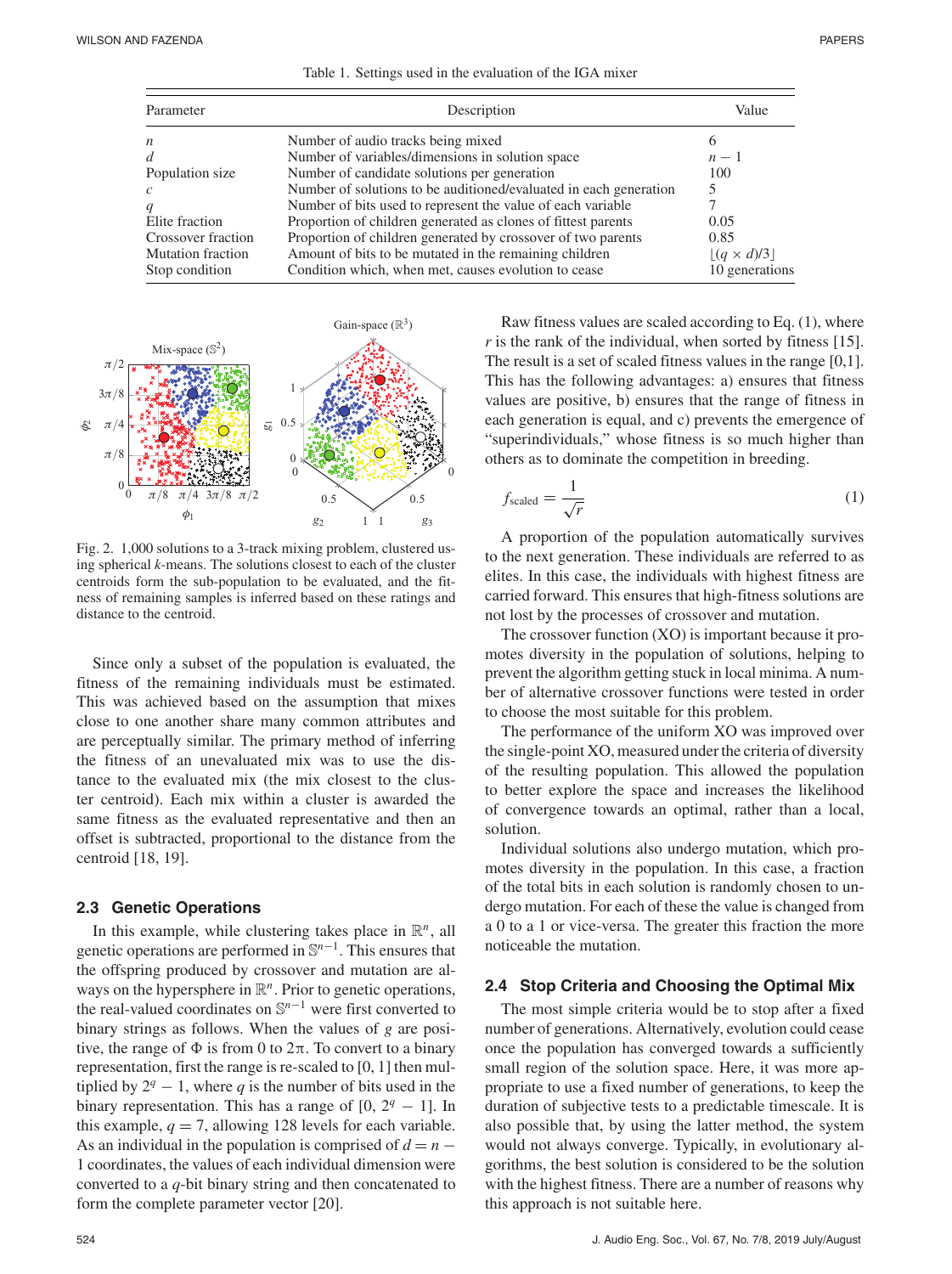Table 1. Settings used in the evaluation of the IGA mixer

| Parameter | Description | Value |
|---|---|---|
| $n$ | Number of audio tracks being mixed | 6 |
| $d$ | Number of variables/dimensions in solution space | $n - 1$ |
| Population size | Number of candidate solutions per generation | 100 |
| $c$ | Number of solutions to be auditioned/evaluated in each generation | 5 |
| $q$ | Number of bits used to represent the value of each variable | 7 |
| Elite fraction | Proportion of children generated as clones of fittest parents | 0.05 |
| Crossover fraction | Proportion of children generated by crossover of two parents | 0.85 |
| Mutation fraction | Amount of bits to be mutated in the remaining children | $\lfloor (q \times d)/3 \rfloor$ |
| Stop condition | Condition which, when met, causes evolution to cease | 10 generations |

Fig. 2. 1,000 solutions to a 3-track mixing problem, clustered using spherical $k$-means. The solutions closest to each of the cluster centroids form the sub-population to be evaluated, and the fitness of remaining samples is inferred based on these ratings and distance to the centroid.

Since only a subset of the population is evaluated, the fitness of the remaining individuals must be estimated. This was achieved based on the assumption that mixes close to one another share many common attributes and are perceptually similar. The primary method of inferring the fitness of an unevaluated mix was to use the distance to the evaluated mix (the mix closest to the cluster centroid). Each mix within a cluster is awarded the same fitness as the evaluated representative and then an offset is subtracted, proportional to the distance from the centroid [18, 19].

### 2.3 Genetic Operations

In this example, while clustering takes place in $\mathbb{R}^n$, all genetic operations are performed in $\mathbb{S}^{n-1}$. This ensures that the offspring produced by crossover and mutation are always on the hypersphere in $\mathbb{R}^n$. Prior to genetic operations, the real-valued coordinates on $\mathbb{S}^{n-1}$ were first converted to binary strings as follows. When the values of $g$ are positive, the range of $\Phi$ is from 0 to $2\pi$. To convert to a binary representation, first the range is re-scaled to [0, 1] then multiplied by $2^q - 1$, where $q$ is the number of bits used in the binary representation. This has a range of $[0, 2^q - 1]$. In this example, $q = 7$, allowing 128 levels for each variable. As an individual in the population is comprised of $d = n - 1$ coordinates, the values of each individual dimension were converted to a $q$-bit binary string and then concatenated to form the complete parameter vector [20].

Raw fitness values are scaled according to Eq. (1), where $r$ is the rank of the individual, when sorted by fitness [15]. The result is a set of scaled fitness values in the range [0,1]. This has the following advantages: a) ensures that fitness values are positive, b) ensures that the range of fitness in each generation is equal, and c) prevents the emergence of "superindividuals," whose fitness is so much higher than others as to dominate the competition in breeding.

$$f_{\text{scaled}} = \frac{1}{\sqrt{r}} \tag{1}$$

A proportion of the population automatically survives to the next generation. These individuals are referred to as elites. In this case, the individuals with highest fitness are carried forward. This ensures that high-fitness solutions are not lost by the processes of crossover and mutation.

The crossover function (XO) is important because it promotes diversity in the population of solutions, helping to prevent the algorithm getting stuck in local minima. A number of alternative crossover functions were tested in order to choose the most suitable for this problem.

The performance of the uniform XO was improved over the single-point XO, measured under the criteria of diversity of the resulting population. This allowed the population to better explore the space and increases the likelihood of convergence towards an optimal, rather than a local, solution.

Individual solutions also undergo mutation, which promotes diversity in the population. In this case, a fraction of the total bits in each solution is randomly chosen to undergo mutation. For each of these the value is changed from a 0 to a 1 or vice-versa. The greater this fraction the more noticeable the mutation.

### 2.4 Stop Criteria and Choosing the Optimal Mix

The most simple criteria would be to stop after a fixed number of generations. Alternatively, evolution could cease once the population has converged towards a sufficiently small region of the solution space. Here, it was more appropriate to use a fixed number of generations, to keep the duration of subjective tests to a predictable timescale. It is also possible that, by using the latter method, the system would not always converge. Typically, in evolutionary algorithms, the best solution is considered to be the solution with the highest fitness. There are a number of reasons why this approach is not suitable here.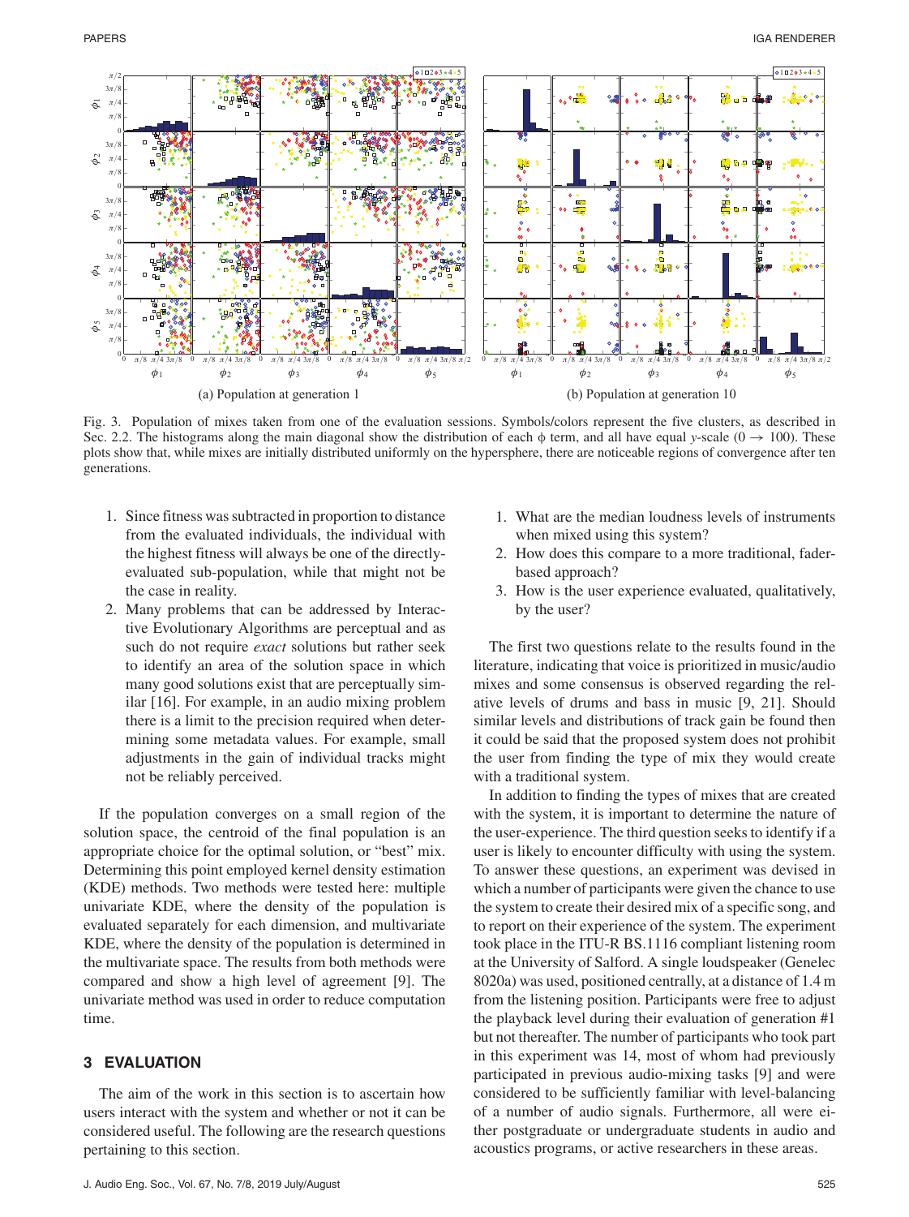(a) Population at generation 1

(b) Population at generation 10

Fig. 3. Population of mixes taken from one of the evaluation sessions. Symbols/colors represent the five clusters, as described in Sec. 2.2. The histograms along the main diagonal show the distribution of each $\phi$ term, and all have equal $y$-scale ($0 \rightarrow 100$). These plots show that, while mixes are initially distributed uniformly on the hypersphere, there are noticeable regions of convergence after ten generations.

1. Since fitness was subtracted in proportion to distance from the evaluated individuals, the individual with the highest fitness will always be one of the directly-evaluated sub-population, while that might not be the case in reality.
2. Many problems that can be addressed by Interactive Evolutionary Algorithms are perceptual and as such do not require *exact* solutions but rather seek to identify an area of the solution space in which many good solutions exist that are perceptually similar [16]. For example, in an audio mixing problem there is a limit to the precision required when determining some metadata values. For example, small adjustments in the gain of individual tracks might not be reliably perceived.

If the population converges on a small region of the solution space, the centroid of the final population is an appropriate choice for the optimal solution, or "best" mix. Determining this point employed kernel density estimation (KDE) methods. Two methods were tested here: multiple univariate KDE, where the density of the population is evaluated separately for each dimension, and multivariate KDE, where the density of the population is determined in the multivariate space. The results from both methods were compared and show a high level of agreement [9]. The univariate method was used in order to reduce computation time.

## 3 EVALUATION

The aim of the work in this section is to ascertain how users interact with the system and whether or not it can be considered useful. The following are the research questions pertaining to this section.

1. What are the median loudness levels of instruments when mixed using this system?
2. How does this compare to a more traditional, fader-based approach?
3. How is the user experience evaluated, qualitatively, by the user?

The first two questions relate to the results found in the literature, indicating that voice is prioritized in music/audio mixes and some consensus is observed regarding the relative levels of drums and bass in music [9, 21]. Should similar levels and distributions of track gain be found then it could be said that the proposed system does not prohibit the user from finding the type of mix they would create with a traditional system.

In addition to finding the types of mixes that are created with the system, it is important to determine the nature of the user-experience. The third question seeks to identify if a user is likely to encounter difficulty with using the system. To answer these questions, an experiment was devised in which a number of participants were given the chance to use the system to create their desired mix of a specific song, and to report on their experience of the system. The experiment took place in the ITU-R BS.1116 compliant listening room at the University of Salford. A single loudspeaker (Genelec 8020a) was used, positioned centrally, at a distance of 1.4 m from the listening position. Participants were free to adjust the playback level during their evaluation of generation #1 but not thereafter. The number of participants who took part in this experiment was 14, most of whom had previously participated in previous audio-mixing tasks [9] and were considered to be sufficiently familiar with level-balancing of a number of audio signals. Furthermore, all were either postgraduate or undergraduate students in audio and acoustics programs, or active researchers in these areas.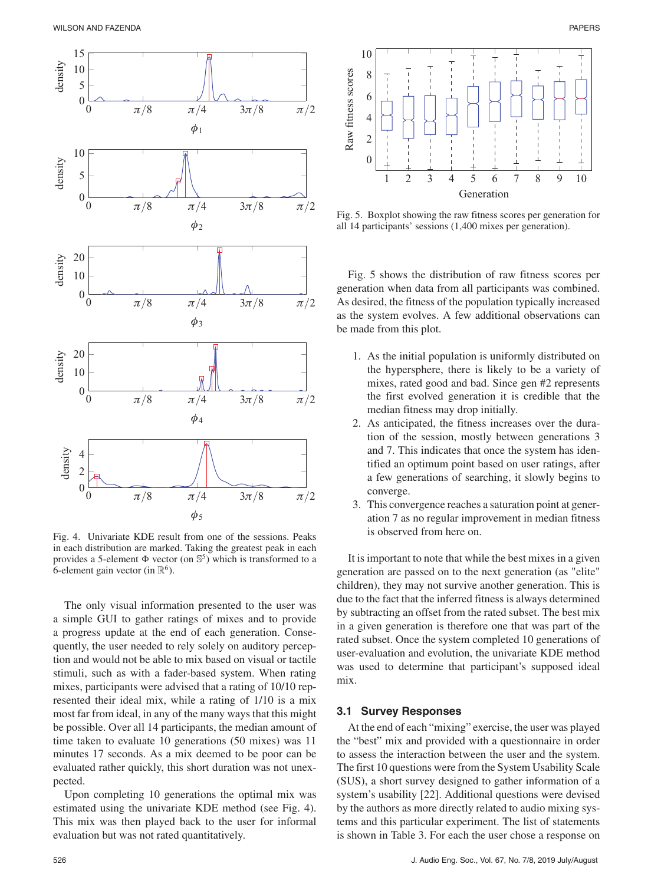Fig. 4. Univariate KDE result from one of the sessions. Peaks in each distribution are marked. Taking the greatest peak in each provides a 5-element $\Phi$ vector (on $\mathbb{S}^5$) which is transformed to a 6-element gain vector (in $\mathbb{R}^6$).

The only visual information presented to the user was a simple GUI to gather ratings of mixes and to provide a progress update at the end of each generation. Consequently, the user needed to rely solely on auditory perception and would not be able to mix based on visual or tactile stimuli, such as with a fader-based system. When rating mixes, participants were advised that a rating of 10/10 represented their ideal mix, while a rating of 1/10 is a mix most far from ideal, in any of the many ways that this might be possible. Over all 14 participants, the median amount of time taken to evaluate 10 generations (50 mixes) was 11 minutes 17 seconds. As a mix deemed to be poor can be evaluated rather quickly, this short duration was not unexpected.

Upon completing 10 generations the optimal mix was estimated using the univariate KDE method (see Fig. 4). This mix was then played back to the user for informal evaluation but was not rated quantitatively.

Fig. 5. Boxplot showing the raw fitness scores per generation for all 14 participants' sessions (1,400 mixes per generation).

Fig. 5 shows the distribution of raw fitness scores per generation when data from all participants was combined. As desired, the fitness of the population typically increased as the system evolves. A few additional observations can be made from this plot.

1. As the initial population is uniformly distributed on the hypersphere, there is likely to be a variety of mixes, rated good and bad. Since gen #2 represents the first evolved generation it is credible that the median fitness may drop initially.
2. As anticipated, the fitness increases over the duration of the session, mostly between generations 3 and 7. This indicates that once the system has identified an optimum point based on user ratings, after a few generations of searching, it slowly begins to converge.
3. This convergence reaches a saturation point at generation 7 as no regular improvement in median fitness is observed from here on.

It is important to note that while the best mixes in a given generation are passed on to the next generation (as "elite" children), they may not survive another generation. This is due to the fact that the inferred fitness is always determined by subtracting an offset from the rated subset. The best mix in a given generation is therefore one that was part of the rated subset. Once the system completed 10 generations of user-evaluation and evolution, the univariate KDE method was used to determine that participant's supposed ideal mix.

### 3.1 Survey Responses

At the end of each "mixing" exercise, the user was played the "best" mix and provided with a questionnaire in order to assess the interaction between the user and the system. The first 10 questions were from the System Usability Scale (SUS), a short survey designed to gather information of a system's usability [22]. Additional questions were devised by the authors as more directly related to audio mixing systems and this particular experiment. The list of statements is shown in Table 3. For each the user chose a response on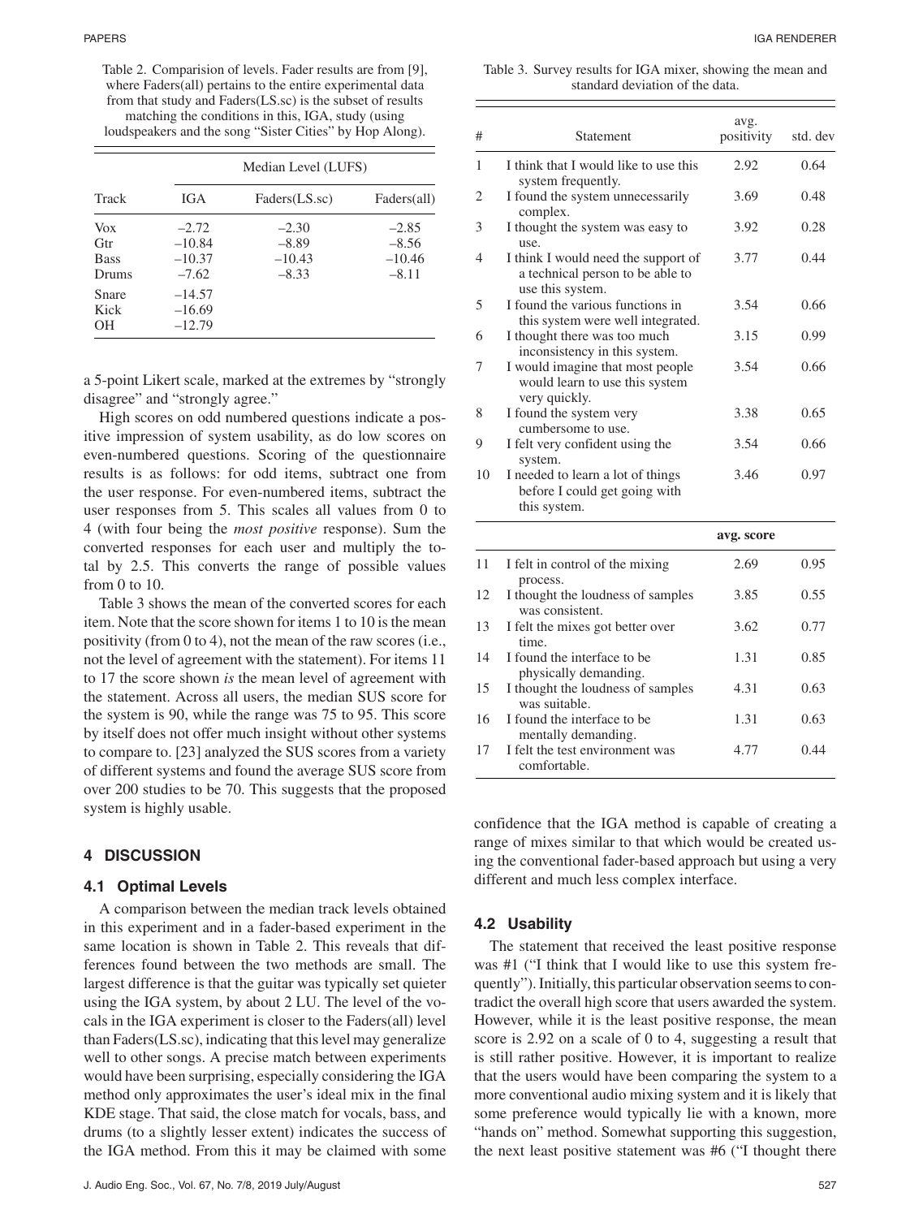Table 2. Comparision of levels. Fader results are from [9], where Faders(all) pertains to the entire experimental data from that study and Faders(LS.sc) is the subset of results matching the conditions in this, IGA, study (using loudspeakers and the song "Sister Cities" by Hop Along).

| Track | Median Level (LUFS) | | |
|---|---|---|---|
| | IGA | Faders(LS.sc) | Faders(all) |
| Vox | –2.72 | –2.30 | –2.85 |
| Gtr | –10.84 | –8.89 | –8.56 |
| Bass | –10.37 | –10.43 | –10.46 |
| Drums | –7.62 | –8.33 | –8.11 |
| Snare | –14.57 | | |
| Kick | –16.69 | | |
| OH | –12.79 | | |

a 5-point Likert scale, marked at the extremes by "strongly disagree" and "strongly agree."

High scores on odd numbered questions indicate a positive impression of system usability, as do low scores on even-numbered questions. Scoring of the questionnaire results is as follows: for odd items, subtract one from the user response. For even-numbered items, subtract the user responses from 5. This scales all values from 0 to 4 (with four being the *most positive* response). Sum the converted responses for each user and multiply the total by 2.5. This converts the range of possible values from 0 to 10.

Table 3 shows the mean of the converted scores for each item. Note that the score shown for items 1 to 10 is the mean positivity (from 0 to 4), not the mean of the raw scores (i.e., not the level of agreement with the statement). For items 11 to 17 the score shown *is* the mean level of agreement with the statement. Across all users, the median SUS score for the system is 90, while the range was 75 to 95. This score by itself does not offer much insight without other systems to compare to. [23] analyzed the SUS scores from a variety of different systems and found the average SUS score from over 200 studies to be 70. This suggests that the proposed system is highly usable.

## 4 DISCUSSION

### 4.1 Optimal Levels

A comparison between the median track levels obtained in this experiment and in a fader-based experiment in the same location is shown in Table 2. This reveals that differences found between the two methods are small. The largest difference is that the guitar was typically set quieter using the IGA system, by about 2 LU. The level of the vocals in the IGA experiment is closer to the Faders(all) level than Faders(LS.sc), indicating that this level may generalize well to other songs. A precise match between experiments would have been surprising, especially considering the IGA method only approximates the user's ideal mix in the final KDE stage. That said, the close match for vocals, bass, and drums (to a slightly lesser extent) indicates the success of the IGA method. From this it may be claimed with some confidence that the IGA method is capable of creating a range of mixes similar to that which would be created using the conventional fader-based approach but using a very different and much less complex interface.

Table 3. Survey results for IGA mixer, showing the mean and standard deviation of the data.

| # | Statement | avg. positivity | std. dev |
|---|---|---|---|
| 1 | I think that I would like to use this system frequently. | 2.92 | 0.64 |
| 2 | I found the system unnecessarily complex. | 3.69 | 0.48 |
| 3 | I thought the system was easy to use. | 3.92 | 0.28 |
| 4 | I think I would need the support of a technical person to be able to use this system. | 3.77 | 0.44 |
| 5 | I found the various functions in this system were well integrated. | 3.54 | 0.66 |
| 6 | I thought there was too much inconsistency in this system. | 3.15 | 0.99 |
| 7 | I would imagine that most people would learn to use this system very quickly. | 3.54 | 0.66 |
| 8 | I found the system very cumbersome to use. | 3.38 | 0.65 |
| 9 | I felt very confident using the system. | 3.54 | 0.66 |
| 10 | I needed to learn a lot of things before I could get going with this system. | 3.46 | 0.97 |
| | | **avg. score** | |
| 11 | I felt in control of the mixing process. | 2.69 | 0.95 |
| 12 | I thought the loudness of samples was consistent. | 3.85 | 0.55 |
| 13 | I felt the mixes got better over time. | 3.62 | 0.77 |
| 14 | I found the interface to be physically demanding. | 1.31 | 0.85 |
| 15 | I thought the loudness of samples was suitable. | 4.31 | 0.63 |
| 16 | I found the interface to be mentally demanding. | 1.31 | 0.63 |
| 17 | I felt the test environment was comfortable. | 4.77 | 0.44 |

### 4.2 Usability

The statement that received the least positive response was #1 ("I think that I would like to use this system frequently"). Initially, this particular observation seems to contradict the overall high score that users awarded the system. However, while it is the least positive response, the mean score is 2.92 on a scale of 0 to 4, suggesting a result that is still rather positive. However, it is important to realize that the users would have been comparing the system to a more conventional audio mixing system and it is likely that some preference would typically lie with a known, more "hands on" method. Somewhat supporting this suggestion, the next least positive statement was #6 ("I thought there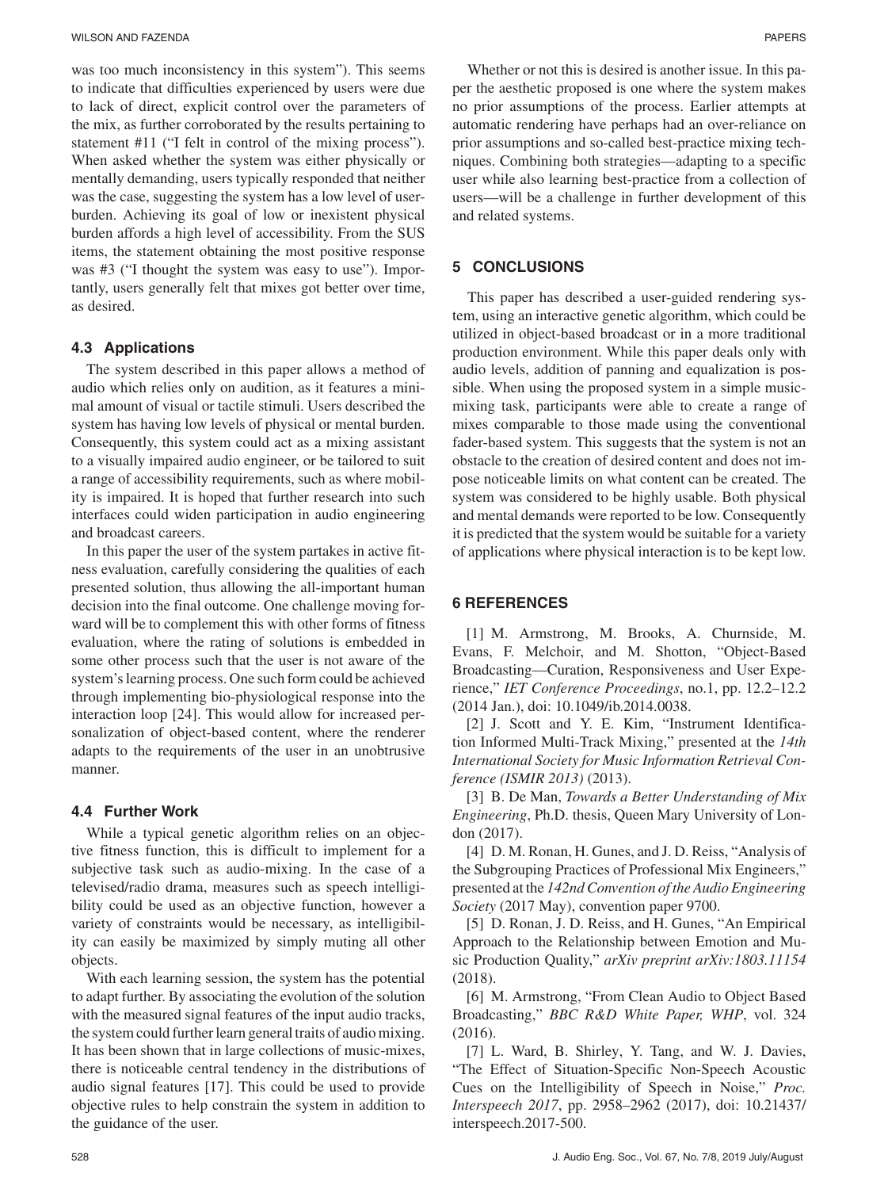was too much inconsistency in this system"). This seems to indicate that difficulties experienced by users were due to lack of direct, explicit control over the parameters of the mix, as further corroborated by the results pertaining to statement #11 ("I felt in control of the mixing process"). When asked whether the system was either physically or mentally demanding, users typically responded that neither was the case, suggesting the system has a low level of user-burden. Achieving its goal of low or inexistent physical burden affords a high level of accessibility. From the SUS items, the statement obtaining the most positive response was #3 ("I thought the system was easy to use"). Importantly, users generally felt that mixes got better over time, as desired.

### 4.3 Applications

The system described in this paper allows a method of audio which relies only on audition, as it features a minimal amount of visual or tactile stimuli. Users described the system has having low levels of physical or mental burden. Consequently, this system could act as a mixing assistant to a visually impaired audio engineer, or be tailored to suit a range of accessibility requirements, such as where mobility is impaired. It is hoped that further research into such interfaces could widen participation in audio engineering and broadcast careers.

In this paper the user of the system partakes in active fitness evaluation, carefully considering the qualities of each presented solution, thus allowing the all-important human decision into the final outcome. One challenge moving forward will be to complement this with other forms of fitness evaluation, where the rating of solutions is embedded in some other process such that the user is not aware of the system's learning process. One such form could be achieved through implementing bio-physiological response into the interaction loop [24]. This would allow for increased personalization of object-based content, where the renderer adapts to the requirements of the user in an unobtrusive manner.

### 4.4 Further Work

While a typical genetic algorithm relies on an objective fitness function, this is difficult to implement for a subjective task such as audio-mixing. In the case of a televised/radio drama, measures such as speech intelligibility could be used as an objective function, however a variety of constraints would be necessary, as intelligibility can easily be maximized by simply muting all other objects.

With each learning session, the system has the potential to adapt further. By associating the evolution of the solution with the measured signal features of the input audio tracks, the system could further learn general traits of audio mixing. It has been shown that in large collections of music-mixes, there is noticeable central tendency in the distributions of audio signal features [17]. This could be used to provide objective rules to help constrain the system in addition to the guidance of the user.

Whether or not this is desired is another issue. In this paper the aesthetic proposed is one where the system makes no prior assumptions of the process. Earlier attempts at automatic rendering have perhaps had an over-reliance on prior assumptions and so-called best-practice mixing techniques. Combining both strategies—adapting to a specific user while also learning best-practice from a collection of users—will be a challenge in further development of this and related systems.

## 5 CONCLUSIONS

This paper has described a user-guided rendering system, using an interactive genetic algorithm, which could be utilized in object-based broadcast or in a more traditional production environment. While this paper deals only with audio levels, addition of panning and equalization is possible. When using the proposed system in a simple music-mixing task, participants were able to create a range of mixes comparable to those made using the conventional fader-based system. This suggests that the system is not an obstacle to the creation of desired content and does not impose noticeable limits on what content can be created. The system was considered to be highly usable. Both physical and mental demands were reported to be low. Consequently it is predicted that the system would be suitable for a variety of applications where physical interaction is to be kept low.

## 6 REFERENCES

[1] M. Armstrong, M. Brooks, A. Churnside, M. Evans, F. Melchoir, and M. Shotton, "Object-Based Broadcasting—Curation, Responsiveness and User Experience," *IET Conference Proceedings*, no.1, pp. 12.2–12.2 (2014 Jan.), doi: 10.1049/ib.2014.0038.

[2] J. Scott and Y. E. Kim, "Instrument Identification Informed Multi-Track Mixing," presented at the *14th International Society for Music Information Retrieval Conference (ISMIR 2013)* (2013).

[3] B. De Man, *Towards a Better Understanding of Mix Engineering*, Ph.D. thesis, Queen Mary University of London (2017).

[4] D. M. Ronan, H. Gunes, and J. D. Reiss, "Analysis of the Subgrouping Practices of Professional Mix Engineers," presented at the *142nd Convention of the Audio Engineering Society* (2017 May), convention paper 9700.

[5] D. Ronan, J. D. Reiss, and H. Gunes, "An Empirical Approach to the Relationship between Emotion and Music Production Quality," *arXiv preprint arXiv:1803.11154* (2018).

[6] M. Armstrong, "From Clean Audio to Object Based Broadcasting," *BBC R&D White Paper, WHP*, vol. 324 (2016).

[7] L. Ward, B. Shirley, Y. Tang, and W. J. Davies, "The Effect of Situation-Specific Non-Speech Acoustic Cues on the Intelligibility of Speech in Noise," *Proc. Interspeech 2017*, pp. 2958–2962 (2017), doi: 10.21437/interspeech.2017-500.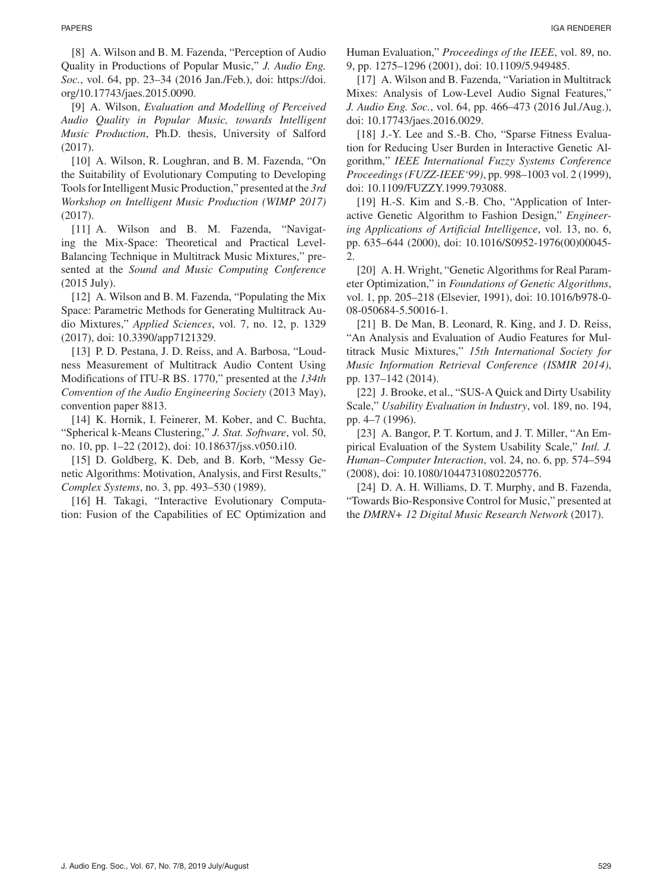[8] A. Wilson and B. M. Fazenda, “Perception of Audio Quality in Productions of Popular Music,” *J. Audio Eng. Soc.*, vol. 64, pp. 23–34 (2016 Jan./Feb.), doi: https://doi.org/10.17743/jaes.2015.0090.

[9] A. Wilson, *Evaluation and Modelling of Perceived Audio Quality in Popular Music, towards Intelligent Music Production*, Ph.D. thesis, University of Salford (2017).

[10] A. Wilson, R. Loughran, and B. M. Fazenda, “On the Suitability of Evolutionary Computing to Developing Tools for Intelligent Music Production,” presented at the *3rd Workshop on Intelligent Music Production (WIMP 2017)* (2017).

[11] A. Wilson and B. M. Fazenda, “Navigating the Mix-Space: Theoretical and Practical Level-Balancing Technique in Multitrack Music Mixtures,” presented at the *Sound and Music Computing Conference* (2015 July).

[12] A. Wilson and B. M. Fazenda, “Populating the Mix Space: Parametric Methods for Generating Multitrack Audio Mixtures,” *Applied Sciences*, vol. 7, no. 12, p. 1329 (2017), doi: 10.3390/app7121329.

[13] P. D. Pestana, J. D. Reiss, and A. Barbosa, “Loudness Measurement of Multitrack Audio Content Using Modifications of ITU-R BS. 1770,” presented at the *134th Convention of the Audio Engineering Society* (2013 May), convention paper 8813.

[14] K. Hornik, I. Feinerer, M. Kober, and C. Buchta, “Spherical k-Means Clustering,” *J. Stat. Software*, vol. 50, no. 10, pp. 1–22 (2012), doi: 10.18637/jss.v050.i10.

[15] D. Goldberg, K. Deb, and B. Korb, “Messy Genetic Algorithms: Motivation, Analysis, and First Results,” *Complex Systems*, no. 3, pp. 493–530 (1989).

[16] H. Takagi, “Interactive Evolutionary Computation: Fusion of the Capabilities of EC Optimization and Human Evaluation,” *Proceedings of the IEEE*, vol. 89, no. 9, pp. 1275–1296 (2001), doi: 10.1109/5.949485.

[17] A. Wilson and B. Fazenda, “Variation in Multitrack Mixes: Analysis of Low-Level Audio Signal Features,” *J. Audio Eng. Soc.*, vol. 64, pp. 466–473 (2016 Jul./Aug.), doi: 10.17743/jaes.2016.0029.

[18] J.-Y. Lee and S.-B. Cho, “Sparse Fitness Evaluation for Reducing User Burden in Interactive Genetic Algorithm,” *IEEE International Fuzzy Systems Conference Proceedings (FUZZ-IEEE‘99)*, pp. 998–1003 vol. 2 (1999), doi: 10.1109/FUZZY.1999.793088.

[19] H.-S. Kim and S.-B. Cho, “Application of Interactive Genetic Algorithm to Fashion Design,” *Engineering Applications of Artificial Intelligence*, vol. 13, no. 6, pp. 635–644 (2000), doi: 10.1016/S0952-1976(00)00045-2.

[20] A. H. Wright, “Genetic Algorithms for Real Parameter Optimization,” in *Foundations of Genetic Algorithms*, vol. 1, pp. 205–218 (Elsevier, 1991), doi: 10.1016/b978-0-08-050684-5.50016-1.

[21] B. De Man, B. Leonard, R. King, and J. D. Reiss, “An Analysis and Evaluation of Audio Features for Multitrack Music Mixtures,” *15th International Society for Music Information Retrieval Conference (ISMIR 2014)*, pp. 137–142 (2014).

[22] J. Brooke, et al., “SUS-A Quick and Dirty Usability Scale,” *Usability Evaluation in Industry*, vol. 189, no. 194, pp. 4–7 (1996).

[23] A. Bangor, P. T. Kortum, and J. T. Miller, “An Empirical Evaluation of the System Usability Scale,” *Intl. J. Human–Computer Interaction*, vol. 24, no. 6, pp. 574–594 (2008), doi: 10.1080/10447310802205776.

[24] D. A. H. Williams, D. T. Murphy, and B. Fazenda, “Towards Bio-Responsive Control for Music,” presented at the *DMRN+ 12 Digital Music Research Network* (2017).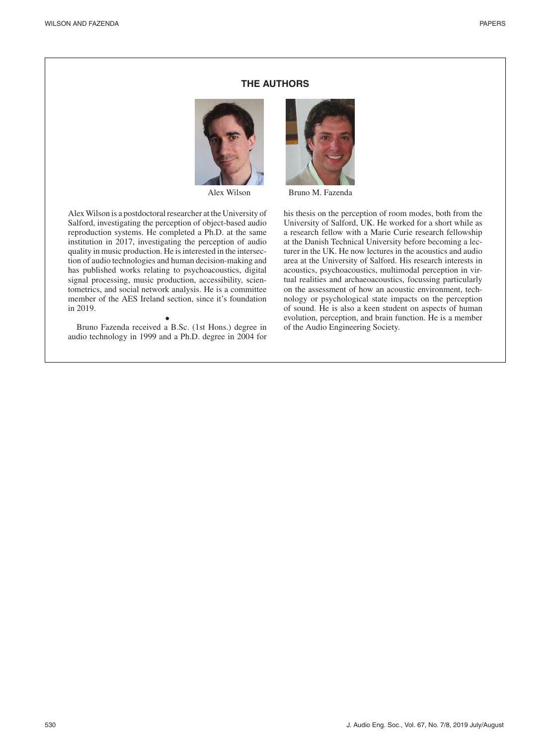## THE AUTHORS

Alex Wilson

Bruno M. Fazenda

Alex Wilson is a postdoctoral researcher at the University of Salford, investigating the perception of object-based audio reproduction systems. He completed a Ph.D. at the same institution in 2017, investigating the perception of audio quality in music production. He is interested in the intersection of audio technologies and human decision-making and has published works relating to psychoacoustics, digital signal processing, music production, accessibility, scientometrics, and social network analysis. He is a committee member of the AES Ireland section, since it's foundation in 2019.

•

Bruno Fazenda received a B.Sc. (1st Hons.) degree in audio technology in 1999 and a Ph.D. degree in 2004 for his thesis on the perception of room modes, both from the University of Salford, UK. He worked for a short while as a research fellow with a Marie Curie research fellowship at the Danish Technical University before becoming a lecturer in the UK. He now lectures in the acoustics and audio area at the University of Salford. His research interests in acoustics, psychoacoustics, multimodal perception in virtual realities and archaeoacoustics, focussing particularly on the assessment of how an acoustic environment, technology or psychological state impacts on the perception of sound. He is also a keen student on aspects of human evolution, perception, and brain function. He is a member of the Audio Engineering Society.